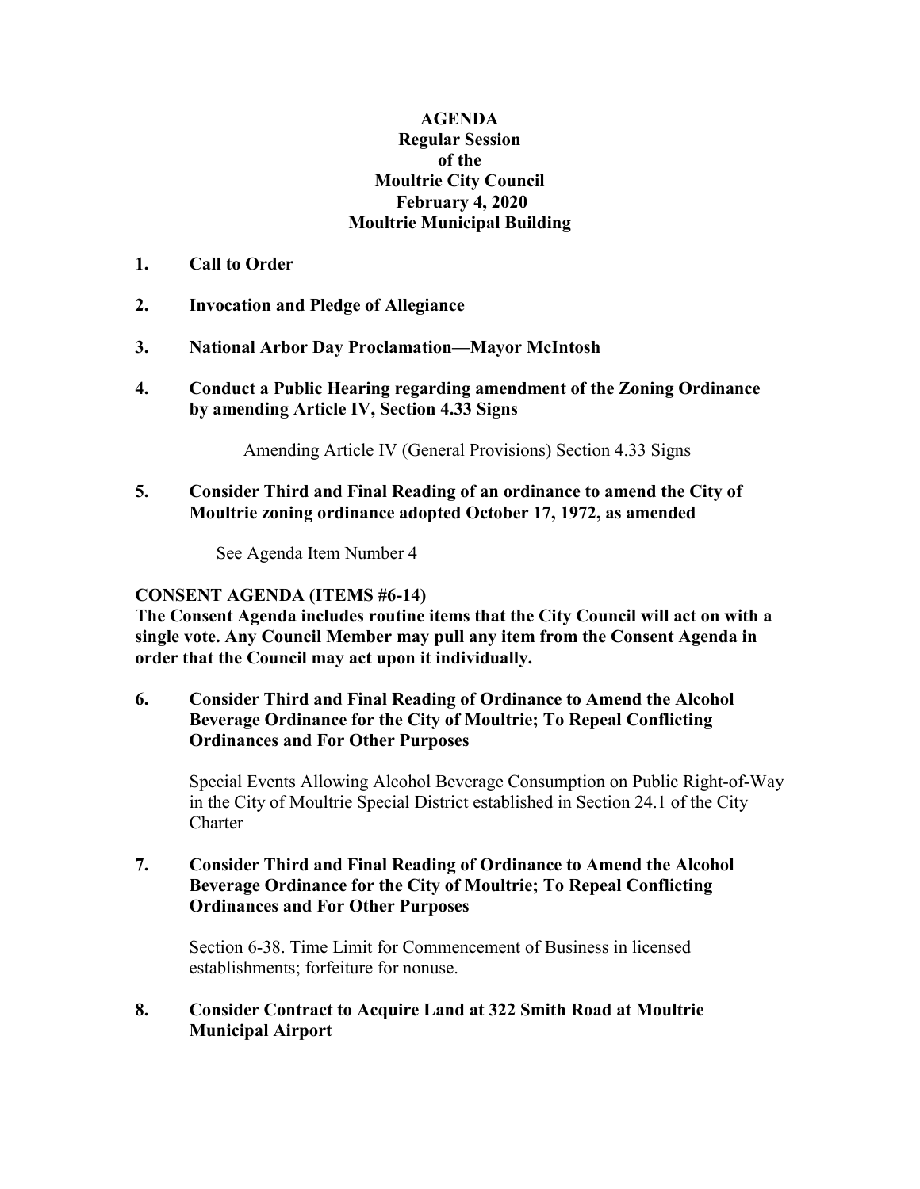**AGENDA**
**Regular Session**
**of the**
**Moultrie City Council**
**February 4, 2020**
**Moultrie Municipal Building**

**1. Call to Order**

**2. Invocation and Pledge of Allegiance**

**3. National Arbor Day Proclamation—Mayor McIntosh**

**4. Conduct a Public Hearing regarding amendment of the Zoning Ordinance by amending Article IV, Section 4.33 Signs**

Amending Article IV (General Provisions) Section 4.33 Signs

**5. Consider Third and Final Reading of an ordinance to amend the City of Moultrie zoning ordinance adopted October 17, 1972, as amended**

See Agenda Item Number 4

**CONSENT AGENDA (ITEMS #6-14)**
**The Consent Agenda includes routine items that the City Council will act on with a single vote. Any Council Member may pull any item from the Consent Agenda in order that the Council may act upon it individually.**

**6. Consider Third and Final Reading of Ordinance to Amend the Alcohol Beverage Ordinance for the City of Moultrie; To Repeal Conflicting Ordinances and For Other Purposes**

Special Events Allowing Alcohol Beverage Consumption on Public Right-of-Way in the City of Moultrie Special District established in Section 24.1 of the City Charter

**7. Consider Third and Final Reading of Ordinance to Amend the Alcohol Beverage Ordinance for the City of Moultrie; To Repeal Conflicting Ordinances and For Other Purposes**

Section 6-38. Time Limit for Commencement of Business in licensed establishments; forfeiture for nonuse.

**8. Consider Contract to Acquire Land at 322 Smith Road at Moultrie Municipal Airport**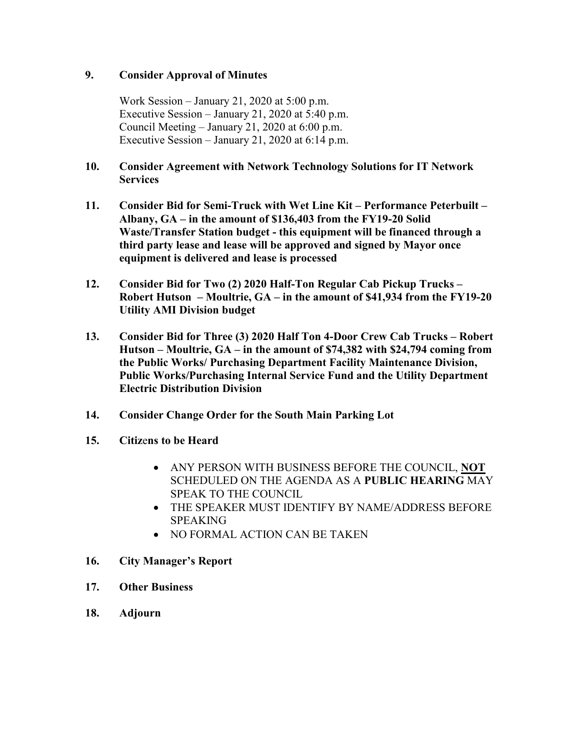**9. Consider Approval of Minutes**

Work Session – January 21, 2020 at 5:00 p.m.
Executive Session – January 21, 2020 at 5:40 p.m.
Council Meeting – January 21, 2020 at 6:00 p.m.
Executive Session – January 21, 2020 at 6:14 p.m.

**10. Consider Agreement with Network Technology Solutions for IT Network Services**

**11. Consider Bid for Semi-Truck with Wet Line Kit – Performance Peterbuilt – Albany, GA – in the amount of $136,403 from the FY19-20 Solid Waste/Transfer Station budget - this equipment will be financed through a third party lease and lease will be approved and signed by Mayor once equipment is delivered and lease is processed**

**12. Consider Bid for Two (2) 2020 Half-Ton Regular Cab Pickup Trucks – Robert Hutson – Moultrie, GA – in the amount of $41,934 from the FY19-20 Utility AMI Division budget**

**13. Consider Bid for Three (3) 2020 Half Ton 4-Door Crew Cab Trucks – Robert Hutson – Moultrie, GA – in the amount of $74,382 with $24,794 coming from the Public Works/ Purchasing Department Facility Maintenance Division, Public Works/Purchasing Internal Service Fund and the Utility Department Electric Distribution Division**

**14. Consider Change Order for the South Main Parking Lot**

**15. Citizens to be Heard**

- ANY PERSON WITH BUSINESS BEFORE THE COUNCIL, **NOT** SCHEDULED ON THE AGENDA AS A **PUBLIC HEARING** MAY SPEAK TO THE COUNCIL
- THE SPEAKER MUST IDENTIFY BY NAME/ADDRESS BEFORE SPEAKING
- NO FORMAL ACTION CAN BE TAKEN

**16. City Manager's Report**

**17. Other Business**

**18. Adjourn**